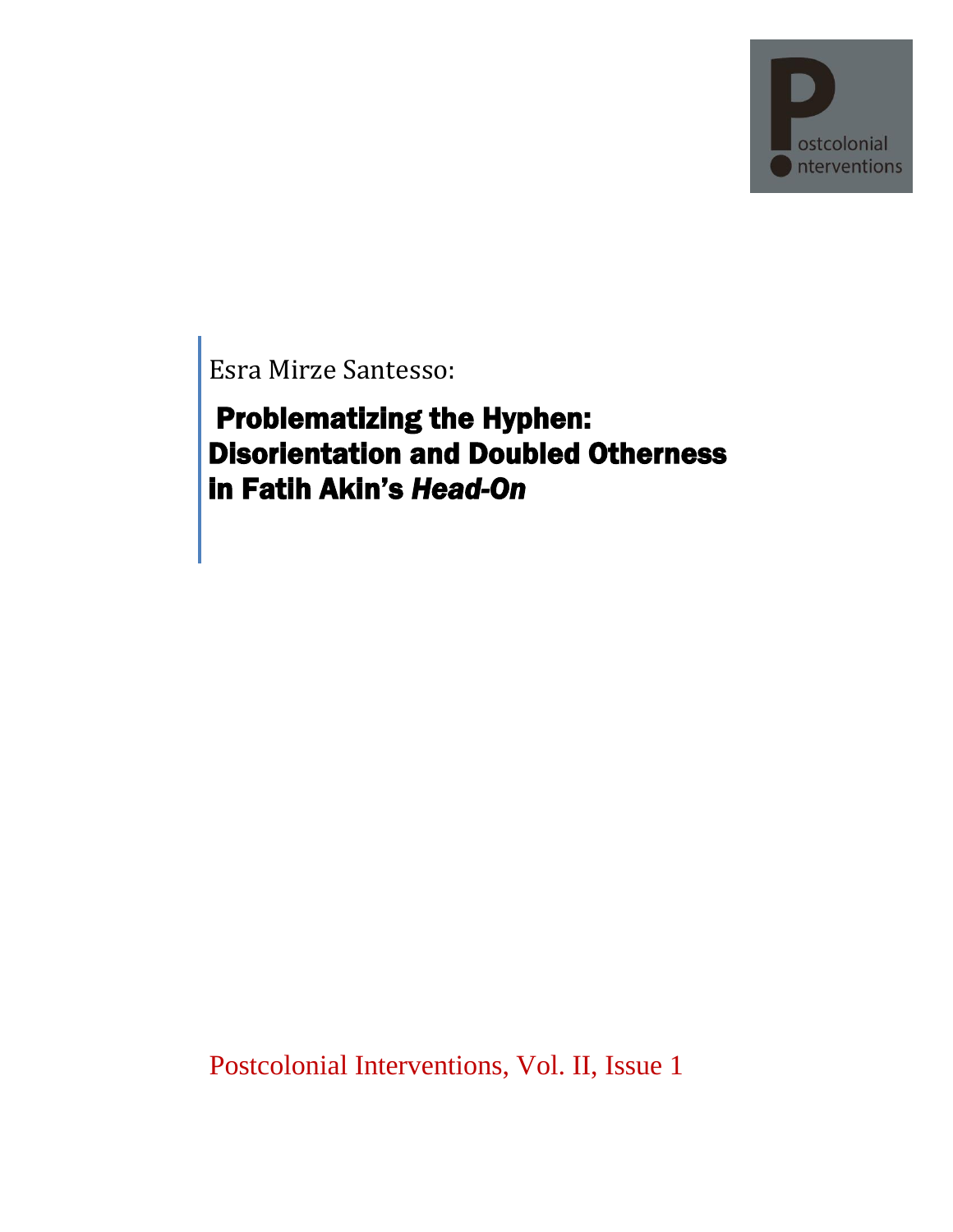Esra Mirze Santesso:

# Problematizing the Hyphen: Disorientation and Doubled Otherness in Fatih Akin's *Head-On*

Postcolonial Interventions, Vol. II, Issue 1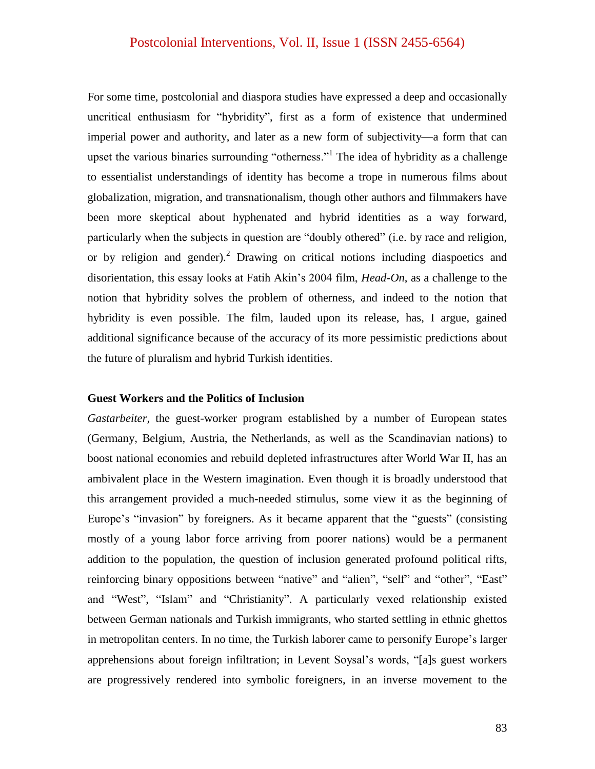For some time, postcolonial and diaspora studies have expressed a deep and occasionally uncritical enthusiasm for "hybridity", first as a form of existence that undermined imperial power and authority, and later as a new form of subjectivity—a form that can upset the various binaries surrounding "otherness."[1] The idea of hybridity as a challenge to essentialist understandings of identity has become a trope in numerous films about globalization, migration, and transnationalism, though other authors and filmmakers have been more skeptical about hyphenated and hybrid identities as a way forward, particularly when the subjects in question are "doubly othered" (i.e. by race and religion, or by religion and gender).[2] Drawing on critical notions including diaspoetics and disorientation, this essay looks at Fatih Akin's 2004 film, *Head-On*, as a challenge to the notion that hybridity solves the problem of otherness, and indeed to the notion that hybridity is even possible. The film, lauded upon its release, has, I argue, gained additional significance because of the accuracy of its more pessimistic predictions about the future of pluralism and hybrid Turkish identities.

## Guest Workers and the Politics of Inclusion

*Gastarbeiter*, the guest-worker program established by a number of European states (Germany, Belgium, Austria, the Netherlands, as well as the Scandinavian nations) to boost national economies and rebuild depleted infrastructures after World War II, has an ambivalent place in the Western imagination. Even though it is broadly understood that this arrangement provided a much-needed stimulus, some view it as the beginning of Europe's "invasion" by foreigners. As it became apparent that the "guests" (consisting mostly of a young labor force arriving from poorer nations) would be a permanent addition to the population, the question of inclusion generated profound political rifts, reinforcing binary oppositions between "native" and "alien", "self" and "other", "East" and "West", "Islam" and "Christianity". A particularly vexed relationship existed between German nationals and Turkish immigrants, who started settling in ethnic ghettos in metropolitan centers. In no time, the Turkish laborer came to personify Europe's larger apprehensions about foreign infiltration; in Levent Soysal's words, "[a]s guest workers are progressively rendered into symbolic foreigners, in an inverse movement to the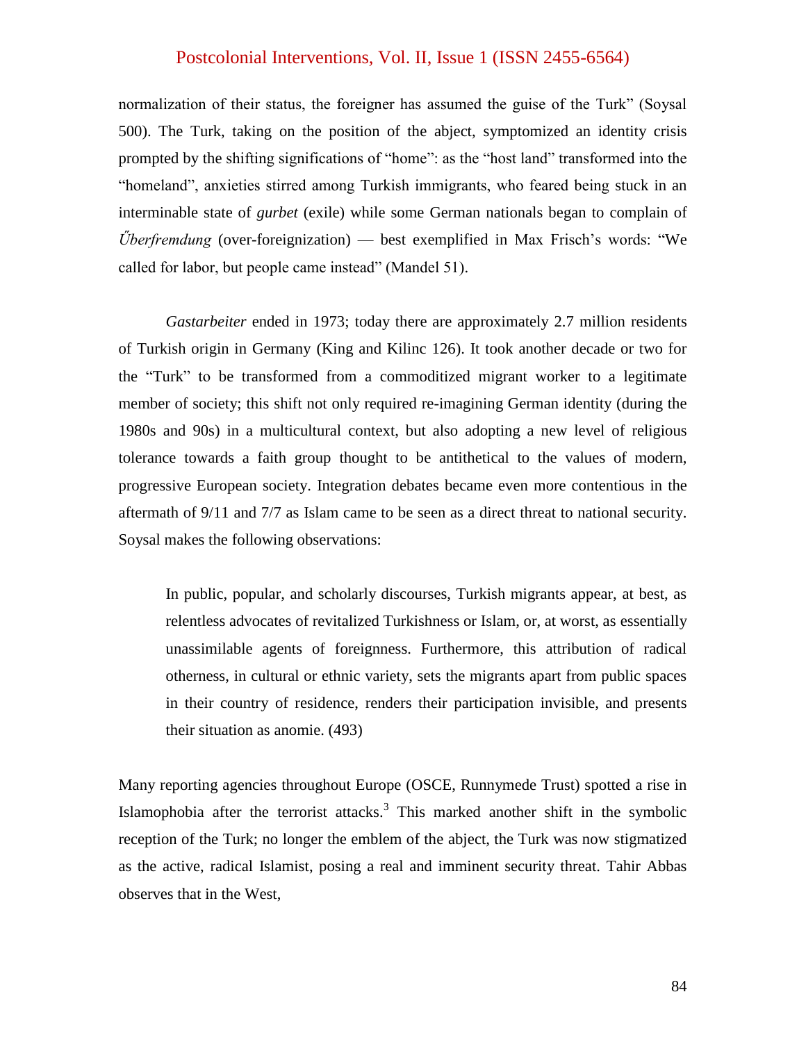normalization of their status, the foreigner has assumed the guise of the Turk" (Soysal 500). The Turk, taking on the position of the abject, symptomized an identity crisis prompted by the shifting significations of "home": as the "host land" transformed into the "homeland", anxieties stirred among Turkish immigrants, who feared being stuck in an interminable state of *gurbet* (exile) while some German nationals began to complain of *Űberfremdung* (over-foreignization) — best exemplified in Max Frisch's words: "We called for labor, but people came instead" (Mandel 51).

*Gastarbeiter* ended in 1973; today there are approximately 2.7 million residents of Turkish origin in Germany (King and Kilinc 126). It took another decade or two for the "Turk" to be transformed from a commoditized migrant worker to a legitimate member of society; this shift not only required re-imagining German identity (during the 1980s and 90s) in a multicultural context, but also adopting a new level of religious tolerance towards a faith group thought to be antithetical to the values of modern, progressive European society. Integration debates became even more contentious in the aftermath of 9/11 and 7/7 as Islam came to be seen as a direct threat to national security. Soysal makes the following observations:

> In public, popular, and scholarly discourses, Turkish migrants appear, at best, as relentless advocates of revitalized Turkishness or Islam, or, at worst, as essentially unassimilable agents of foreignness. Furthermore, this attribution of radical otherness, in cultural or ethnic variety, sets the migrants apart from public spaces in their country of residence, renders their participation invisible, and presents their situation as anomie. (493)

Many reporting agencies throughout Europe (OSCE, Runnymede Trust) spotted a rise in Islamophobia after the terrorist attacks.[3] This marked another shift in the symbolic reception of the Turk; no longer the emblem of the abject, the Turk was now stigmatized as the active, radical Islamist, posing a real and imminent security threat. Tahir Abbas observes that in the West,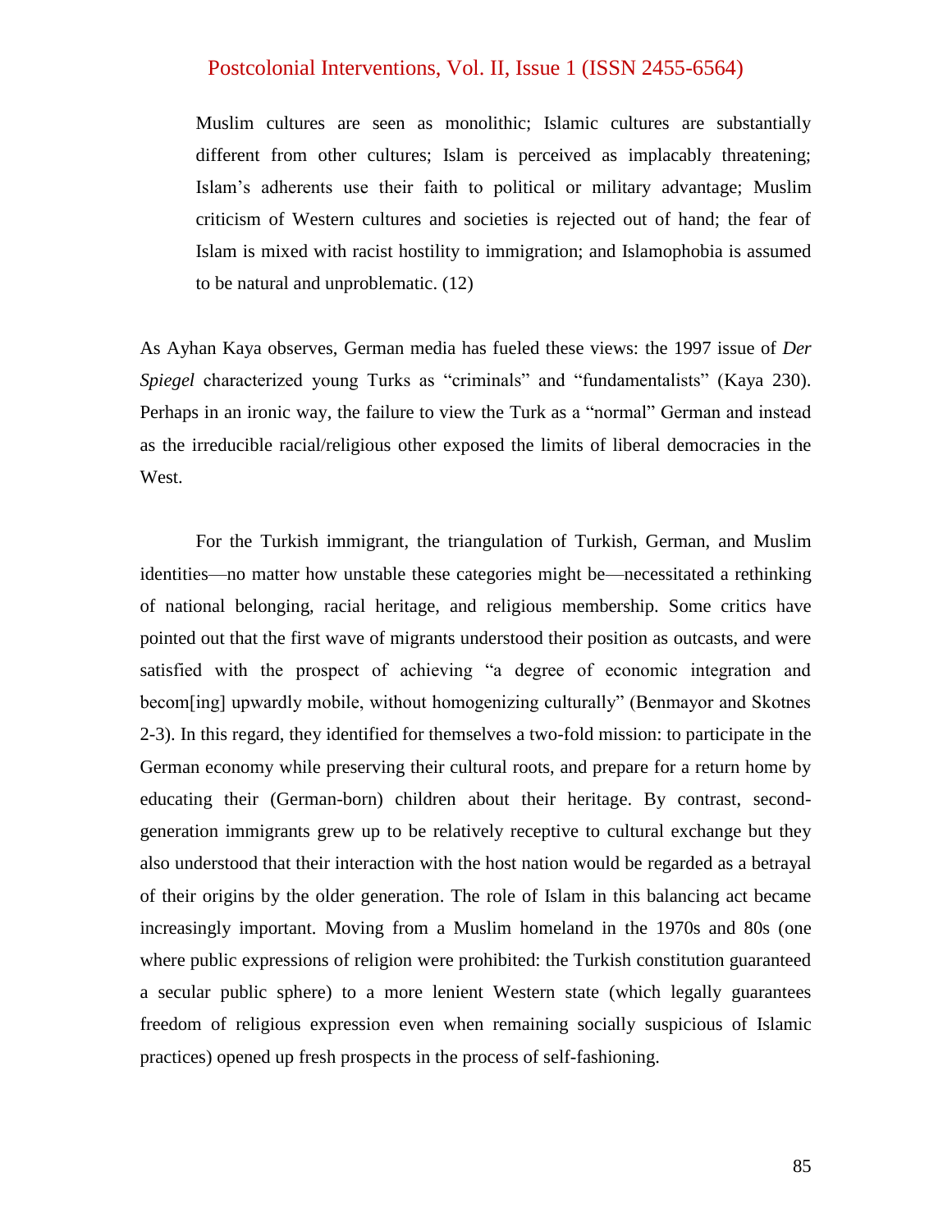> Muslim cultures are seen as monolithic; Islamic cultures are substantially different from other cultures; Islam is perceived as implacably threatening; Islam's adherents use their faith to political or military advantage; Muslim criticism of Western cultures and societies is rejected out of hand; the fear of Islam is mixed with racist hostility to immigration; and Islamophobia is assumed to be natural and unproblematic. (12)

As Ayhan Kaya observes, German media has fueled these views: the 1997 issue of *Der Spiegel* characterized young Turks as "criminals" and "fundamentalists" (Kaya 230). Perhaps in an ironic way, the failure to view the Turk as a "normal" German and instead as the irreducible racial/religious other exposed the limits of liberal democracies in the West.

For the Turkish immigrant, the triangulation of Turkish, German, and Muslim identities—no matter how unstable these categories might be—necessitated a rethinking of national belonging, racial heritage, and religious membership. Some critics have pointed out that the first wave of migrants understood their position as outcasts, and were satisfied with the prospect of achieving "a degree of economic integration and becom[ing] upwardly mobile, without homogenizing culturally" (Benmayor and Skotnes 2-3). In this regard, they identified for themselves a two-fold mission: to participate in the German economy while preserving their cultural roots, and prepare for a return home by educating their (German-born) children about their heritage. By contrast, second-generation immigrants grew up to be relatively receptive to cultural exchange but they also understood that their interaction with the host nation would be regarded as a betrayal of their origins by the older generation. The role of Islam in this balancing act became increasingly important. Moving from a Muslim homeland in the 1970s and 80s (one where public expressions of religion were prohibited: the Turkish constitution guaranteed a secular public sphere) to a more lenient Western state (which legally guarantees freedom of religious expression even when remaining socially suspicious of Islamic practices) opened up fresh prospects in the process of self-fashioning.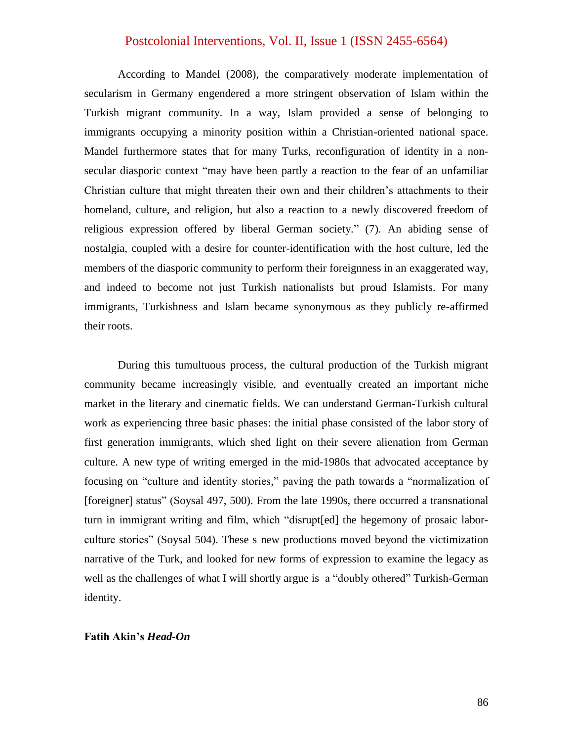According to Mandel (2008), the comparatively moderate implementation of secularism in Germany engendered a more stringent observation of Islam within the Turkish migrant community. In a way, Islam provided a sense of belonging to immigrants occupying a minority position within a Christian-oriented national space. Mandel furthermore states that for many Turks, reconfiguration of identity in a non-secular diasporic context "may have been partly a reaction to the fear of an unfamiliar Christian culture that might threaten their own and their children's attachments to their homeland, culture, and religion, but also a reaction to a newly discovered freedom of religious expression offered by liberal German society." (7). An abiding sense of nostalgia, coupled with a desire for counter-identification with the host culture, led the members of the diasporic community to perform their foreignness in an exaggerated way, and indeed to become not just Turkish nationalists but proud Islamists. For many immigrants, Turkishness and Islam became synonymous as they publicly re-affirmed their roots.

During this tumultuous process, the cultural production of the Turkish migrant community became increasingly visible, and eventually created an important niche market in the literary and cinematic fields. We can understand German-Turkish cultural work as experiencing three basic phases: the initial phase consisted of the labor story of first generation immigrants, which shed light on their severe alienation from German culture. A new type of writing emerged in the mid-1980s that advocated acceptance by focusing on "culture and identity stories," paving the path towards a "normalization of [foreigner] status" (Soysal 497, 500). From the late 1990s, there occurred a transnational turn in immigrant writing and film, which "disrupt[ed] the hegemony of prosaic labor-culture stories" (Soysal 504). These s new productions moved beyond the victimization narrative of the Turk, and looked for new forms of expression to examine the legacy as well as the challenges of what I will shortly argue is a "doubly othered" Turkish-German identity.

**Fatih Akin's *Head-On***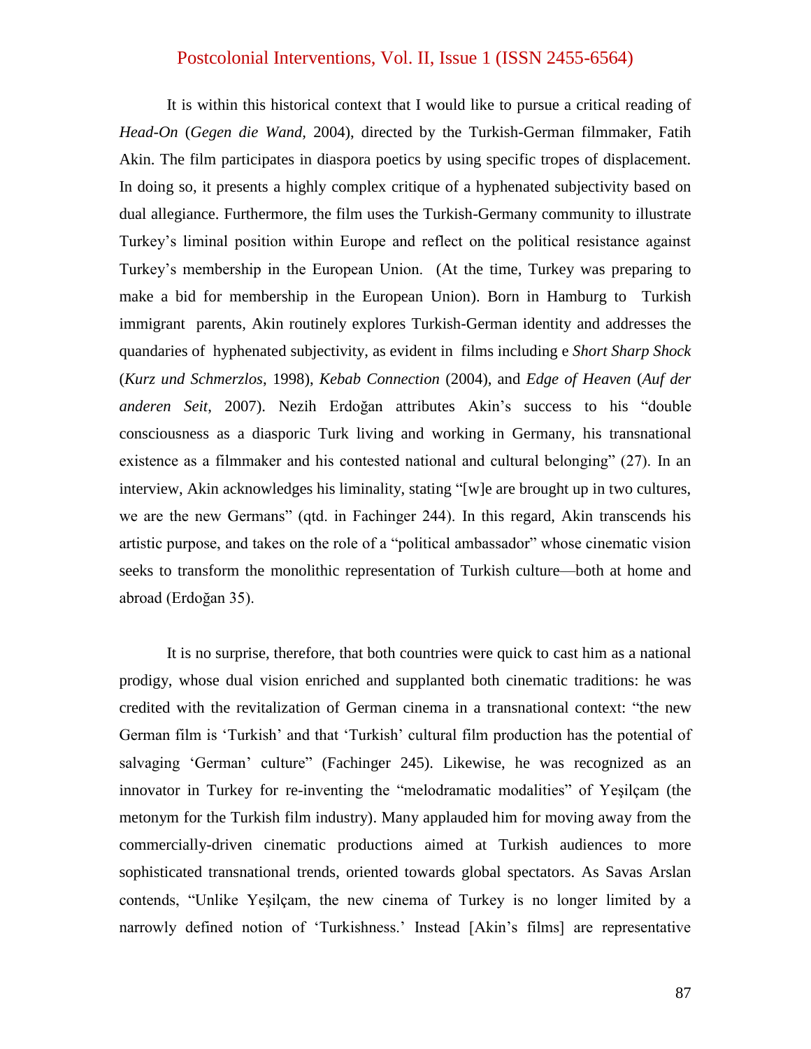It is within this historical context that I would like to pursue a critical reading of *Head-On* (*Gegen die Wand*, 2004), directed by the Turkish-German filmmaker, Fatih Akin. The film participates in diaspora poetics by using specific tropes of displacement. In doing so, it presents a highly complex critique of a hyphenated subjectivity based on dual allegiance. Furthermore, the film uses the Turkish-Germany community to illustrate Turkey's liminal position within Europe and reflect on the political resistance against Turkey's membership in the European Union. (At the time, Turkey was preparing to make a bid for membership in the European Union). Born in Hamburg to Turkish immigrant parents, Akin routinely explores Turkish-German identity and addresses the quandaries of hyphenated subjectivity, as evident in films including e *Short Sharp Shock* (*Kurz und Schmerzlos*, 1998), *Kebab Connection* (2004), and *Edge of Heaven* (*Auf der anderen Seit*, 2007). Nezih Erdoğan attributes Akin's success to his "double consciousness as a diasporic Turk living and working in Germany, his transnational existence as a filmmaker and his contested national and cultural belonging" (27). In an interview, Akin acknowledges his liminality, stating "[w]e are brought up in two cultures, we are the new Germans" (qtd. in Fachinger 244). In this regard, Akin transcends his artistic purpose, and takes on the role of a "political ambassador" whose cinematic vision seeks to transform the monolithic representation of Turkish culture—both at home and abroad (Erdoğan 35).

It is no surprise, therefore, that both countries were quick to cast him as a national prodigy, whose dual vision enriched and supplanted both cinematic traditions: he was credited with the revitalization of German cinema in a transnational context: "the new German film is 'Turkish' and that 'Turkish' cultural film production has the potential of salvaging 'German' culture" (Fachinger 245). Likewise, he was recognized as an innovator in Turkey for re-inventing the "melodramatic modalities" of Yeşilçam (the metonym for the Turkish film industry). Many applauded him for moving away from the commercially-driven cinematic productions aimed at Turkish audiences to more sophisticated transnational trends, oriented towards global spectators. As Savas Arslan contends, "Unlike Yeşilçam, the new cinema of Turkey is no longer limited by a narrowly defined notion of 'Turkishness.' Instead [Akin's films] are representative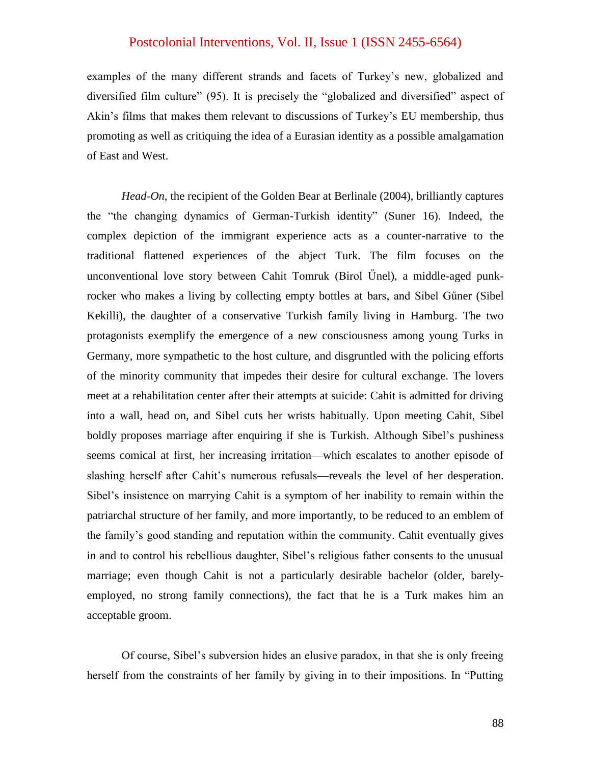examples of the many different strands and facets of Turkey's new, globalized and diversified film culture" (95). It is precisely the "globalized and diversified" aspect of Akin's films that makes them relevant to discussions of Turkey's EU membership, thus promoting as well as critiquing the idea of a Eurasian identity as a possible amalgamation of East and West.

*Head-On,* the recipient of the Golden Bear at Berlinale (2004), brilliantly captures the "the changing dynamics of German-Turkish identity" (Suner 16). Indeed, the complex depiction of the immigrant experience acts as a counter-narrative to the traditional flattened experiences of the abject Turk. The film focuses on the unconventional love story between Cahit Tomruk (Birol Űnel), a middle-aged punk-rocker who makes a living by collecting empty bottles at bars, and Sibel Gűner (Sibel Kekilli), the daughter of a conservative Turkish family living in Hamburg. The two protagonists exemplify the emergence of a new consciousness among young Turks in Germany, more sympathetic to the host culture, and disgruntled with the policing efforts of the minority community that impedes their desire for cultural exchange. The lovers meet at a rehabilitation center after their attempts at suicide: Cahit is admitted for driving into a wall, head on, and Sibel cuts her wrists habitually. Upon meeting Cahit, Sibel boldly proposes marriage after enquiring if she is Turkish. Although Sibel's pushiness seems comical at first, her increasing irritation—which escalates to another episode of slashing herself after Cahit's numerous refusals—reveals the level of her desperation. Sibel's insistence on marrying Cahit is a symptom of her inability to remain within the patriarchal structure of her family, and more importantly, to be reduced to an emblem of the family's good standing and reputation within the community. Cahit eventually gives in and to control his rebellious daughter, Sibel's religious father consents to the unusual marriage; even though Cahit is not a particularly desirable bachelor (older, barely-employed, no strong family connections), the fact that he is a Turk makes him an acceptable groom.

Of course, Sibel's subversion hides an elusive paradox, in that she is only freeing herself from the constraints of her family by giving in to their impositions. In "Putting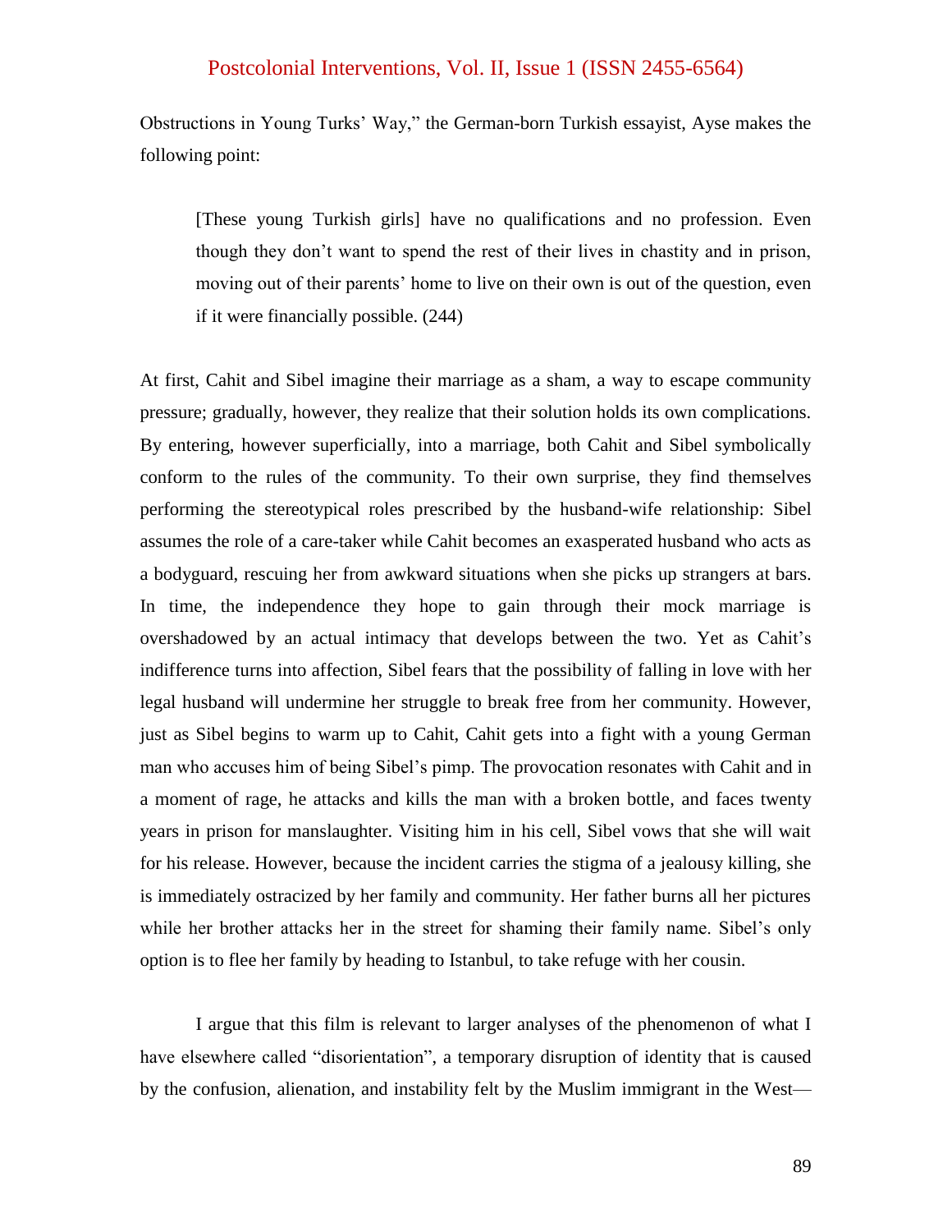Obstructions in Young Turks' Way," the German-born Turkish essayist, Ayse makes the following point:

> [These young Turkish girls] have no qualifications and no profession. Even though they don't want to spend the rest of their lives in chastity and in prison, moving out of their parents' home to live on their own is out of the question, even if it were financially possible. (244)

At first, Cahit and Sibel imagine their marriage as a sham, a way to escape community pressure; gradually, however, they realize that their solution holds its own complications. By entering, however superficially, into a marriage, both Cahit and Sibel symbolically conform to the rules of the community. To their own surprise, they find themselves performing the stereotypical roles prescribed by the husband-wife relationship: Sibel assumes the role of a care-taker while Cahit becomes an exasperated husband who acts as a bodyguard, rescuing her from awkward situations when she picks up strangers at bars. In time, the independence they hope to gain through their mock marriage is overshadowed by an actual intimacy that develops between the two. Yet as Cahit's indifference turns into affection, Sibel fears that the possibility of falling in love with her legal husband will undermine her struggle to break free from her community. However, just as Sibel begins to warm up to Cahit, Cahit gets into a fight with a young German man who accuses him of being Sibel's pimp. The provocation resonates with Cahit and in a moment of rage, he attacks and kills the man with a broken bottle, and faces twenty years in prison for manslaughter. Visiting him in his cell, Sibel vows that she will wait for his release. However, because the incident carries the stigma of a jealousy killing, she is immediately ostracized by her family and community. Her father burns all her pictures while her brother attacks her in the street for shaming their family name. Sibel's only option is to flee her family by heading to Istanbul, to take refuge with her cousin.

I argue that this film is relevant to larger analyses of the phenomenon of what I have elsewhere called "disorientation", a temporary disruption of identity that is caused by the confusion, alienation, and instability felt by the Muslim immigrant in the West—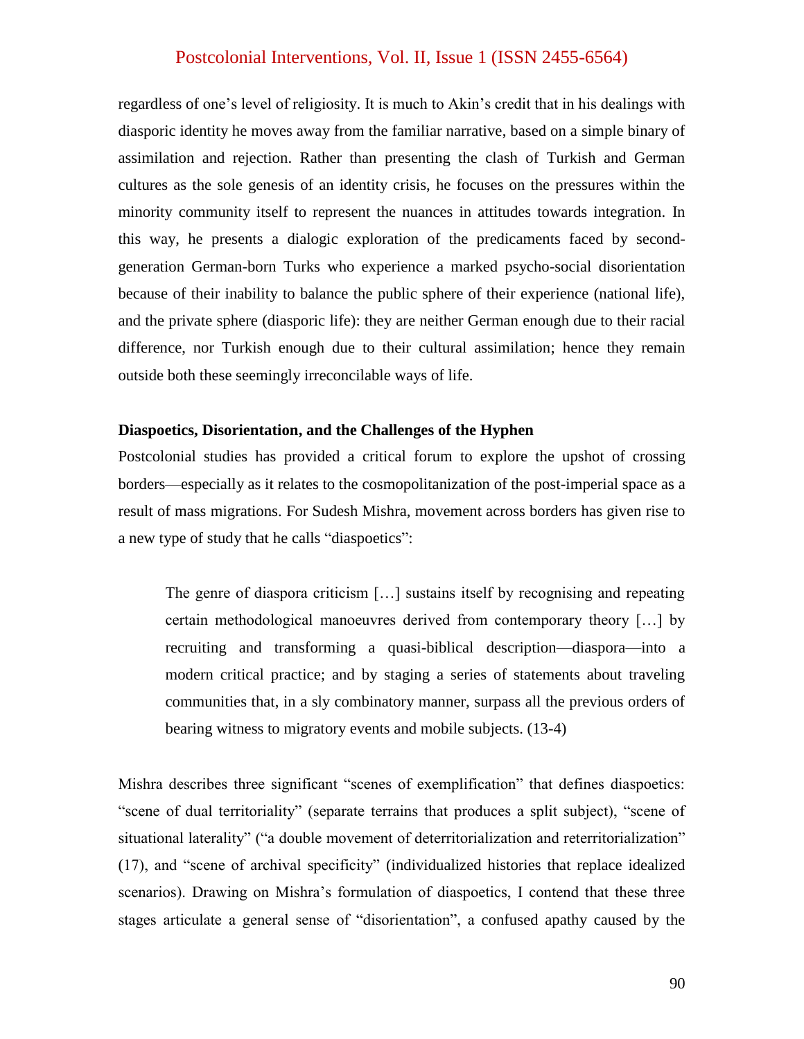regardless of one's level of religiosity. It is much to Akin's credit that in his dealings with diasporic identity he moves away from the familiar narrative, based on a simple binary of assimilation and rejection. Rather than presenting the clash of Turkish and German cultures as the sole genesis of an identity crisis, he focuses on the pressures within the minority community itself to represent the nuances in attitudes towards integration. In this way, he presents a dialogic exploration of the predicaments faced by second-generation German-born Turks who experience a marked psycho-social disorientation because of their inability to balance the public sphere of their experience (national life), and the private sphere (diasporic life): they are neither German enough due to their racial difference, nor Turkish enough due to their cultural assimilation; hence they remain outside both these seemingly irreconcilable ways of life.

**Diaspoetics, Disorientation, and the Challenges of the Hyphen**

Postcolonial studies has provided a critical forum to explore the upshot of crossing borders—especially as it relates to the cosmopolitanization of the post-imperial space as a result of mass migrations. For Sudesh Mishra, movement across borders has given rise to a new type of study that he calls "diaspoetics":

> The genre of diaspora criticism […] sustains itself by recognising and repeating certain methodological manoeuvres derived from contemporary theory […] by recruiting and transforming a quasi-biblical description—diaspora—into a modern critical practice; and by staging a series of statements about traveling communities that, in a sly combinatory manner, surpass all the previous orders of bearing witness to migratory events and mobile subjects. (13-4)

Mishra describes three significant "scenes of exemplification" that defines diaspoetics: "scene of dual territoriality" (separate terrains that produces a split subject), "scene of situational laterality" ("a double movement of deterritorialization and reterritorialization" (17), and "scene of archival specificity" (individualized histories that replace idealized scenarios). Drawing on Mishra's formulation of diaspoetics, I contend that these three stages articulate a general sense of "disorientation", a confused apathy caused by the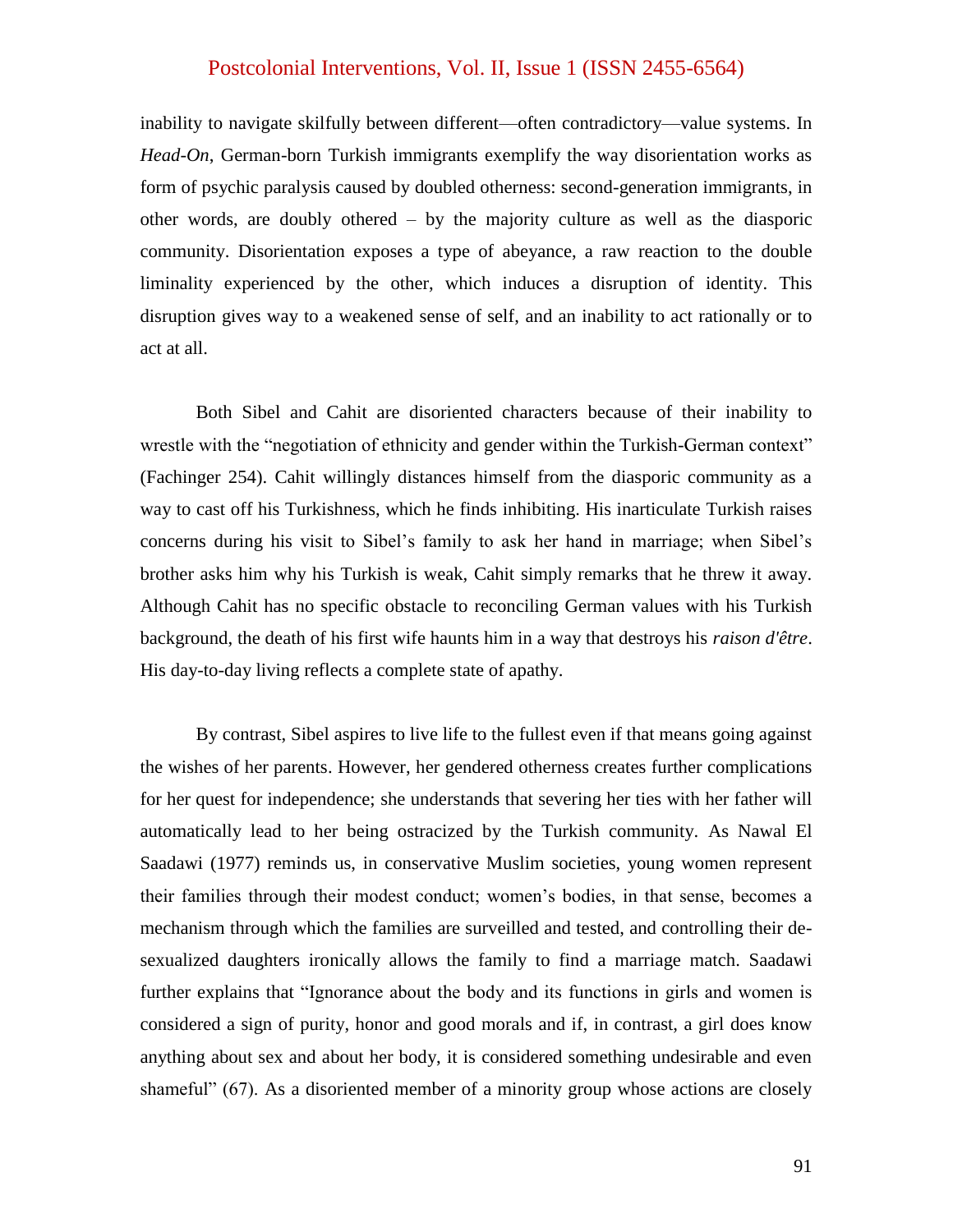inability to navigate skilfully between different—often contradictory—value systems. In *Head-On*, German-born Turkish immigrants exemplify the way disorientation works as form of psychic paralysis caused by doubled otherness: second-generation immigrants, in other words, are doubly othered – by the majority culture as well as the diasporic community. Disorientation exposes a type of abeyance, a raw reaction to the double liminality experienced by the other, which induces a disruption of identity. This disruption gives way to a weakened sense of self, and an inability to act rationally or to act at all.

Both Sibel and Cahit are disoriented characters because of their inability to wrestle with the "negotiation of ethnicity and gender within the Turkish-German context" (Fachinger 254). Cahit willingly distances himself from the diasporic community as a way to cast off his Turkishness, which he finds inhibiting. His inarticulate Turkish raises concerns during his visit to Sibel's family to ask her hand in marriage; when Sibel's brother asks him why his Turkish is weak, Cahit simply remarks that he threw it away. Although Cahit has no specific obstacle to reconciling German values with his Turkish background, the death of his first wife haunts him in a way that destroys his *raison d'être*. His day-to-day living reflects a complete state of apathy.

By contrast, Sibel aspires to live life to the fullest even if that means going against the wishes of her parents. However, her gendered otherness creates further complications for her quest for independence; she understands that severing her ties with her father will automatically lead to her being ostracized by the Turkish community. As Nawal El Saadawi (1977) reminds us, in conservative Muslim societies, young women represent their families through their modest conduct; women's bodies, in that sense, becomes a mechanism through which the families are surveilled and tested, and controlling their de-sexualized daughters ironically allows the family to find a marriage match. Saadawi further explains that "Ignorance about the body and its functions in girls and women is considered a sign of purity, honor and good morals and if, in contrast, a girl does know anything about sex and about her body, it is considered something undesirable and even shameful" (67). As a disoriented member of a minority group whose actions are closely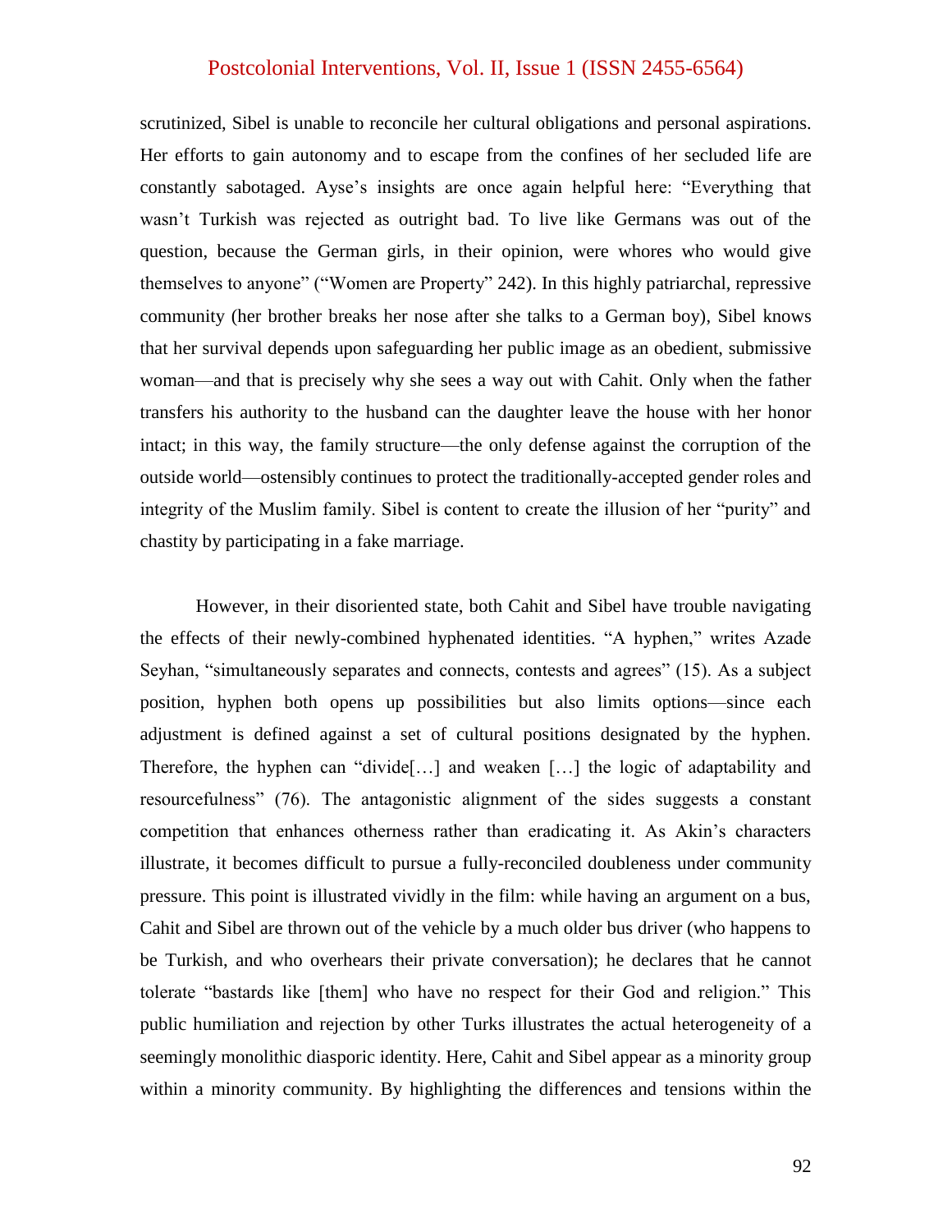scrutinized, Sibel is unable to reconcile her cultural obligations and personal aspirations. Her efforts to gain autonomy and to escape from the confines of her secluded life are constantly sabotaged. Ayse's insights are once again helpful here: "Everything that wasn't Turkish was rejected as outright bad. To live like Germans was out of the question, because the German girls, in their opinion, were whores who would give themselves to anyone" ("Women are Property" 242). In this highly patriarchal, repressive community (her brother breaks her nose after she talks to a German boy), Sibel knows that her survival depends upon safeguarding her public image as an obedient, submissive woman—and that is precisely why she sees a way out with Cahit. Only when the father transfers his authority to the husband can the daughter leave the house with her honor intact; in this way, the family structure—the only defense against the corruption of the outside world—ostensibly continues to protect the traditionally-accepted gender roles and integrity of the Muslim family. Sibel is content to create the illusion of her "purity" and chastity by participating in a fake marriage.

However, in their disoriented state, both Cahit and Sibel have trouble navigating the effects of their newly-combined hyphenated identities. "A hyphen," writes Azade Seyhan, "simultaneously separates and connects, contests and agrees" (15). As a subject position, hyphen both opens up possibilities but also limits options—since each adjustment is defined against a set of cultural positions designated by the hyphen. Therefore, the hyphen can "divide[…] and weaken […] the logic of adaptability and resourcefulness" (76). The antagonistic alignment of the sides suggests a constant competition that enhances otherness rather than eradicating it. As Akin's characters illustrate, it becomes difficult to pursue a fully-reconciled doubleness under community pressure. This point is illustrated vividly in the film: while having an argument on a bus, Cahit and Sibel are thrown out of the vehicle by a much older bus driver (who happens to be Turkish, and who overhears their private conversation); he declares that he cannot tolerate "bastards like [them] who have no respect for their God and religion." This public humiliation and rejection by other Turks illustrates the actual heterogeneity of a seemingly monolithic diasporic identity. Here, Cahit and Sibel appear as a minority group within a minority community. By highlighting the differences and tensions within the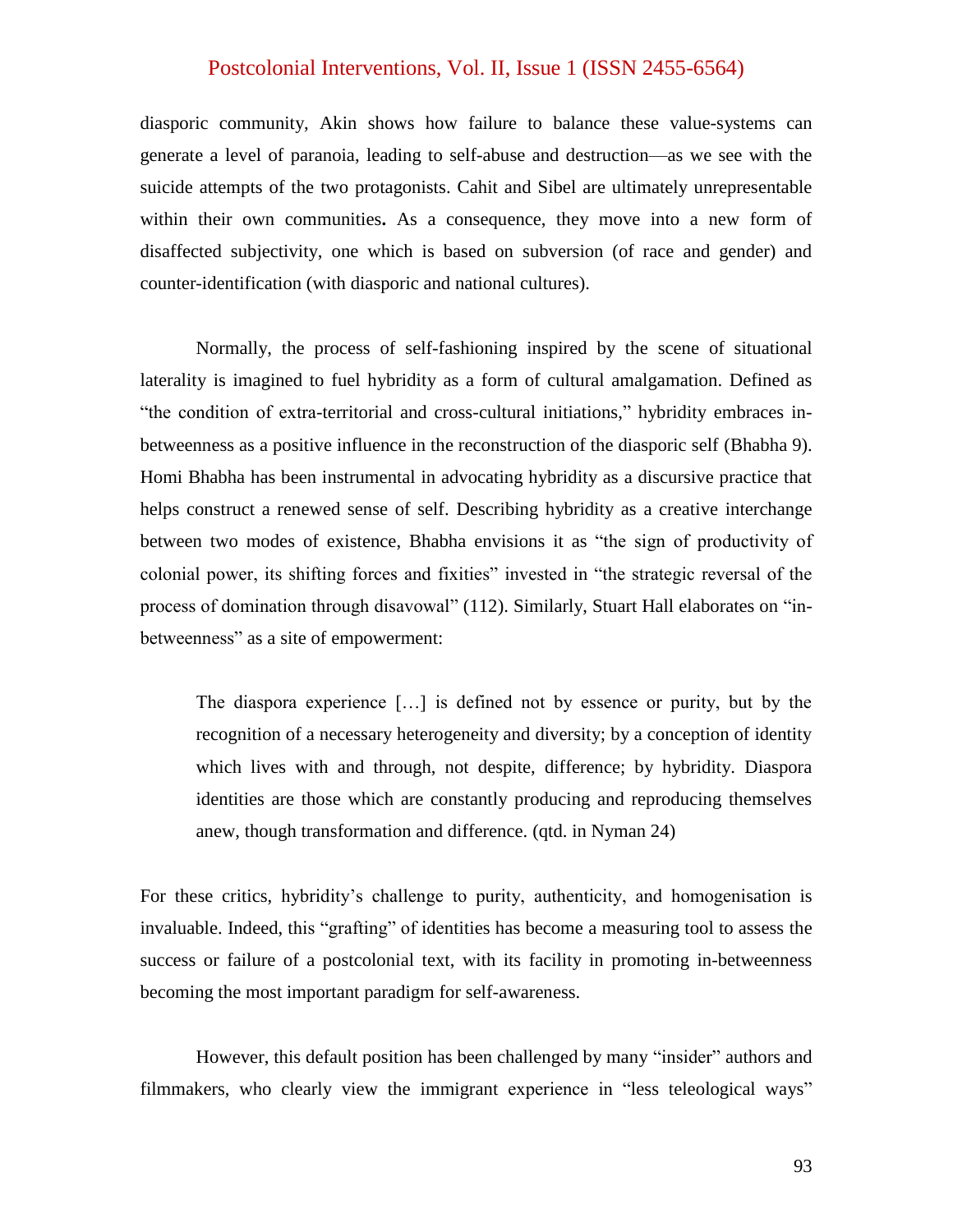diasporic community, Akin shows how failure to balance these value-systems can generate a level of paranoia, leading to self-abuse and destruction—as we see with the suicide attempts of the two protagonists. Cahit and Sibel are ultimately unrepresentable within their own communities**.** As a consequence, they move into a new form of disaffected subjectivity, one which is based on subversion (of race and gender) and counter-identification (with diasporic and national cultures).

Normally, the process of self-fashioning inspired by the scene of situational laterality is imagined to fuel hybridity as a form of cultural amalgamation. Defined as "the condition of extra-territorial and cross-cultural initiations," hybridity embraces in-betweenness as a positive influence in the reconstruction of the diasporic self (Bhabha 9). Homi Bhabha has been instrumental in advocating hybridity as a discursive practice that helps construct a renewed sense of self. Describing hybridity as a creative interchange between two modes of existence, Bhabha envisions it as "the sign of productivity of colonial power, its shifting forces and fixities" invested in "the strategic reversal of the process of domination through disavowal" (112). Similarly, Stuart Hall elaborates on "in-betweenness" as a site of empowerment:

> The diaspora experience […] is defined not by essence or purity, but by the recognition of a necessary heterogeneity and diversity; by a conception of identity which lives with and through, not despite, difference; by hybridity. Diaspora identities are those which are constantly producing and reproducing themselves anew, though transformation and difference. (qtd. in Nyman 24)

For these critics, hybridity's challenge to purity, authenticity, and homogenisation is invaluable. Indeed, this "grafting" of identities has become a measuring tool to assess the success or failure of a postcolonial text, with its facility in promoting in-betweenness becoming the most important paradigm for self-awareness.

However, this default position has been challenged by many "insider" authors and filmmakers, who clearly view the immigrant experience in "less teleological ways"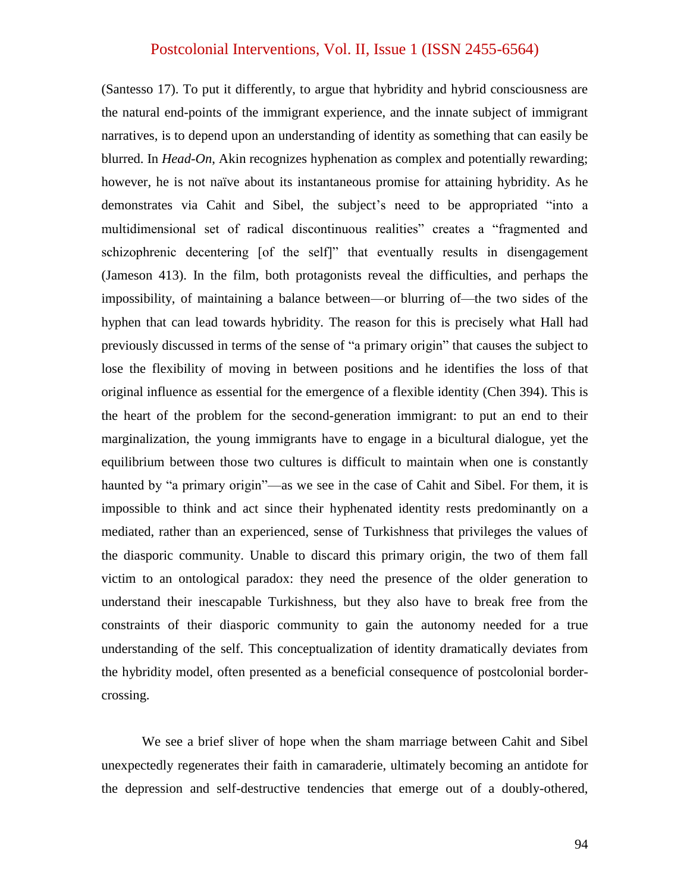(Santesso 17). To put it differently, to argue that hybridity and hybrid consciousness are the natural end-points of the immigrant experience, and the innate subject of immigrant narratives, is to depend upon an understanding of identity as something that can easily be blurred. In *Head-On*, Akin recognizes hyphenation as complex and potentially rewarding; however, he is not naïve about its instantaneous promise for attaining hybridity. As he demonstrates via Cahit and Sibel, the subject's need to be appropriated "into a multidimensional set of radical discontinuous realities" creates a "fragmented and schizophrenic decentering [of the self]" that eventually results in disengagement (Jameson 413). In the film, both protagonists reveal the difficulties, and perhaps the impossibility, of maintaining a balance between—or blurring of—the two sides of the hyphen that can lead towards hybridity. The reason for this is precisely what Hall had previously discussed in terms of the sense of "a primary origin" that causes the subject to lose the flexibility of moving in between positions and he identifies the loss of that original influence as essential for the emergence of a flexible identity (Chen 394). This is the heart of the problem for the second-generation immigrant: to put an end to their marginalization, the young immigrants have to engage in a bicultural dialogue, yet the equilibrium between those two cultures is difficult to maintain when one is constantly haunted by "a primary origin"—as we see in the case of Cahit and Sibel. For them, it is impossible to think and act since their hyphenated identity rests predominantly on a mediated, rather than an experienced, sense of Turkishness that privileges the values of the diasporic community. Unable to discard this primary origin, the two of them fall victim to an ontological paradox: they need the presence of the older generation to understand their inescapable Turkishness, but they also have to break free from the constraints of their diasporic community to gain the autonomy needed for a true understanding of the self. This conceptualization of identity dramatically deviates from the hybridity model, often presented as a beneficial consequence of postcolonial border-crossing.

We see a brief sliver of hope when the sham marriage between Cahit and Sibel unexpectedly regenerates their faith in camaraderie, ultimately becoming an antidote for the depression and self-destructive tendencies that emerge out of a doubly-othered,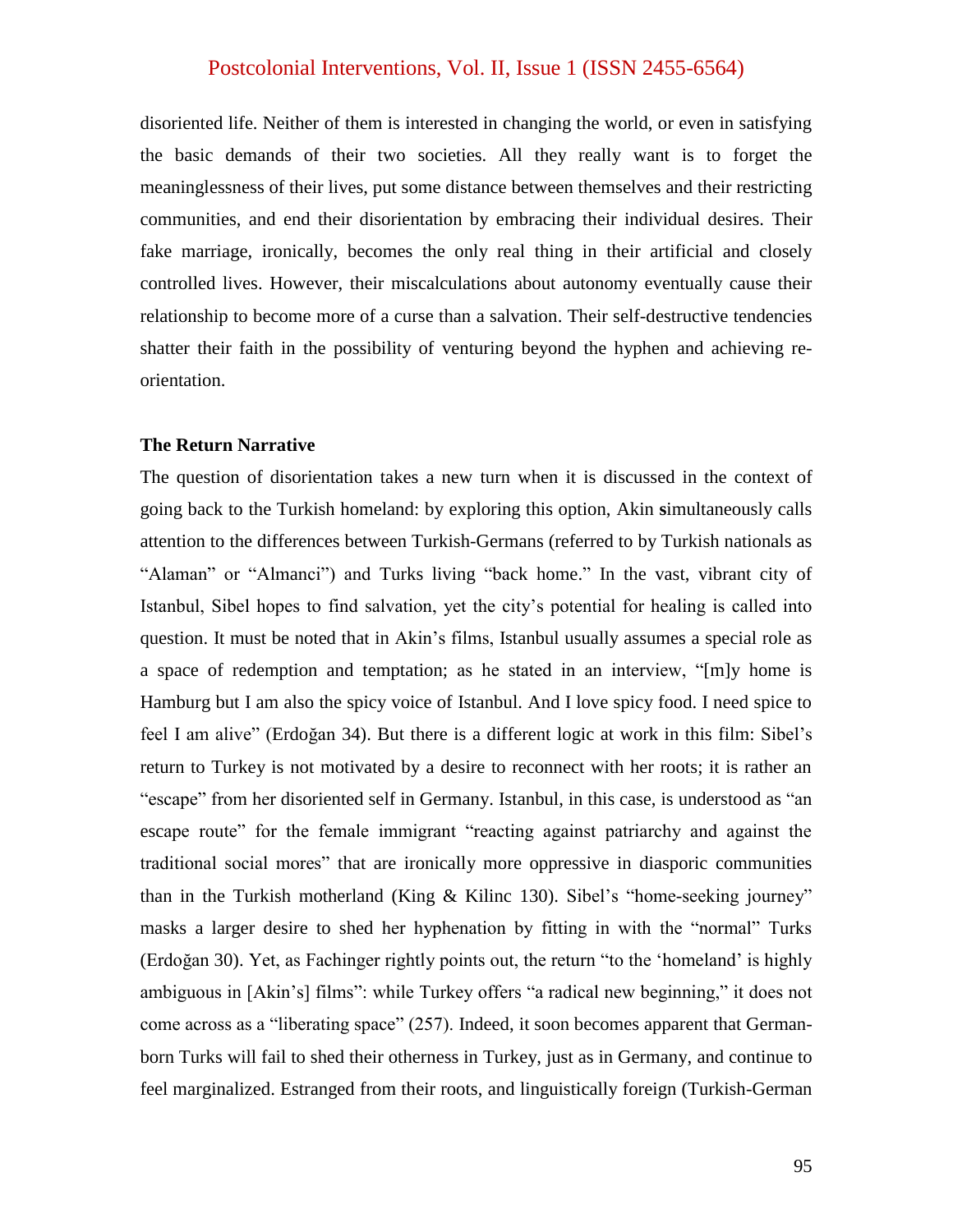disoriented life. Neither of them is interested in changing the world, or even in satisfying the basic demands of their two societies. All they really want is to forget the meaninglessness of their lives, put some distance between themselves and their restricting communities, and end their disorientation by embracing their individual desires. Their fake marriage, ironically, becomes the only real thing in their artificial and closely controlled lives. However, their miscalculations about autonomy eventually cause their relationship to become more of a curse than a salvation. Their self-destructive tendencies shatter their faith in the possibility of venturing beyond the hyphen and achieving re-orientation.

**The Return Narrative**

The question of disorientation takes a new turn when it is discussed in the context of going back to the Turkish homeland: by exploring this option, Akin simultaneously calls attention to the differences between Turkish-Germans (referred to by Turkish nationals as "Alaman" or "Almanci") and Turks living "back home." In the vast, vibrant city of Istanbul, Sibel hopes to find salvation, yet the city's potential for healing is called into question. It must be noted that in Akin's films, Istanbul usually assumes a special role as a space of redemption and temptation; as he stated in an interview, "[m]y home is Hamburg but I am also the spicy voice of Istanbul. And I love spicy food. I need spice to feel I am alive" (Erdoğan 34). But there is a different logic at work in this film: Sibel's return to Turkey is not motivated by a desire to reconnect with her roots; it is rather an "escape" from her disoriented self in Germany. Istanbul, in this case, is understood as "an escape route" for the female immigrant "reacting against patriarchy and against the traditional social mores" that are ironically more oppressive in diasporic communities than in the Turkish motherland (King & Kilinc 130). Sibel's "home-seeking journey" masks a larger desire to shed her hyphenation by fitting in with the "normal" Turks (Erdoğan 30). Yet, as Fachinger rightly points out, the return "to the 'homeland' is highly ambiguous in [Akin's] films": while Turkey offers "a radical new beginning," it does not come across as a "liberating space" (257). Indeed, it soon becomes apparent that German-born Turks will fail to shed their otherness in Turkey, just as in Germany, and continue to feel marginalized. Estranged from their roots, and linguistically foreign (Turkish-German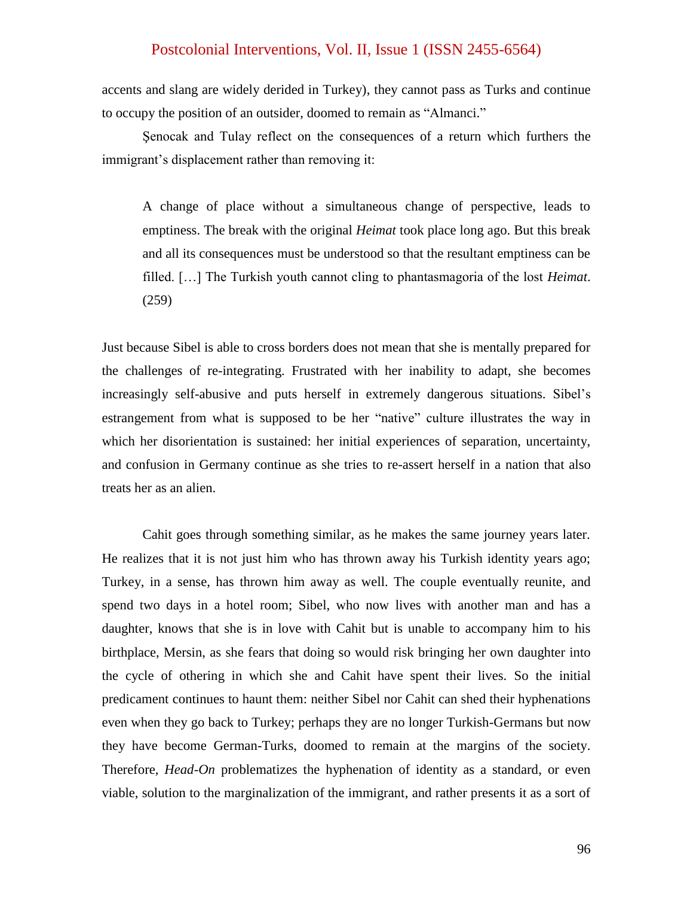accents and slang are widely derided in Turkey), they cannot pass as Turks and continue to occupy the position of an outsider, doomed to remain as "Almanci."

Şenocak and Tulay reflect on the consequences of a return which furthers the immigrant's displacement rather than removing it:

> A change of place without a simultaneous change of perspective, leads to emptiness. The break with the original *Heimat* took place long ago. But this break and all its consequences must be understood so that the resultant emptiness can be filled. […] The Turkish youth cannot cling to phantasmagoria of the lost *Heimat*. (259)

Just because Sibel is able to cross borders does not mean that she is mentally prepared for the challenges of re-integrating. Frustrated with her inability to adapt, she becomes increasingly self-abusive and puts herself in extremely dangerous situations. Sibel's estrangement from what is supposed to be her "native" culture illustrates the way in which her disorientation is sustained: her initial experiences of separation, uncertainty, and confusion in Germany continue as she tries to re-assert herself in a nation that also treats her as an alien.

Cahit goes through something similar, as he makes the same journey years later. He realizes that it is not just him who has thrown away his Turkish identity years ago; Turkey, in a sense, has thrown him away as well. The couple eventually reunite, and spend two days in a hotel room; Sibel, who now lives with another man and has a daughter, knows that she is in love with Cahit but is unable to accompany him to his birthplace, Mersin, as she fears that doing so would risk bringing her own daughter into the cycle of othering in which she and Cahit have spent their lives. So the initial predicament continues to haunt them: neither Sibel nor Cahit can shed their hyphenations even when they go back to Turkey; perhaps they are no longer Turkish-Germans but now they have become German-Turks, doomed to remain at the margins of the society. Therefore, *Head-On* problematizes the hyphenation of identity as a standard, or even viable, solution to the marginalization of the immigrant, and rather presents it as a sort of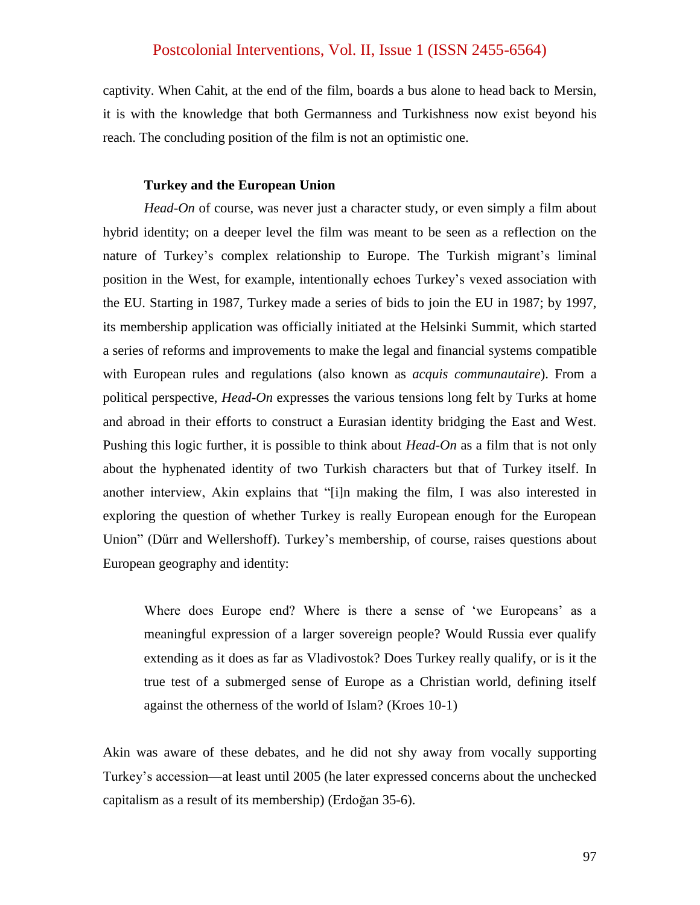captivity. When Cahit, at the end of the film, boards a bus alone to head back to Mersin, it is with the knowledge that both Germanness and Turkishness now exist beyond his reach. The concluding position of the film is not an optimistic one.

### Turkey and the European Union

*Head-On* of course, was never just a character study, or even simply a film about hybrid identity; on a deeper level the film was meant to be seen as a reflection on the nature of Turkey's complex relationship to Europe. The Turkish migrant's liminal position in the West, for example, intentionally echoes Turkey's vexed association with the EU. Starting in 1987, Turkey made a series of bids to join the EU in 1987; by 1997, its membership application was officially initiated at the Helsinki Summit, which started a series of reforms and improvements to make the legal and financial systems compatible with European rules and regulations (also known as *acquis communautaire*). From a political perspective, *Head-On* expresses the various tensions long felt by Turks at home and abroad in their efforts to construct a Eurasian identity bridging the East and West. Pushing this logic further, it is possible to think about *Head-On* as a film that is not only about the hyphenated identity of two Turkish characters but that of Turkey itself. In another interview, Akin explains that "[i]n making the film, I was also interested in exploring the question of whether Turkey is really European enough for the European Union" (Dűrr and Wellershoff). Turkey's membership, of course, raises questions about European geography and identity:

> Where does Europe end? Where is there a sense of 'we Europeans' as a meaningful expression of a larger sovereign people? Would Russia ever qualify extending as it does as far as Vladivostok? Does Turkey really qualify, or is it the true test of a submerged sense of Europe as a Christian world, defining itself against the otherness of the world of Islam? (Kroes 10-1)

Akin was aware of these debates, and he did not shy away from vocally supporting Turkey's accession—at least until 2005 (he later expressed concerns about the unchecked capitalism as a result of its membership) (Erdoğan 35-6).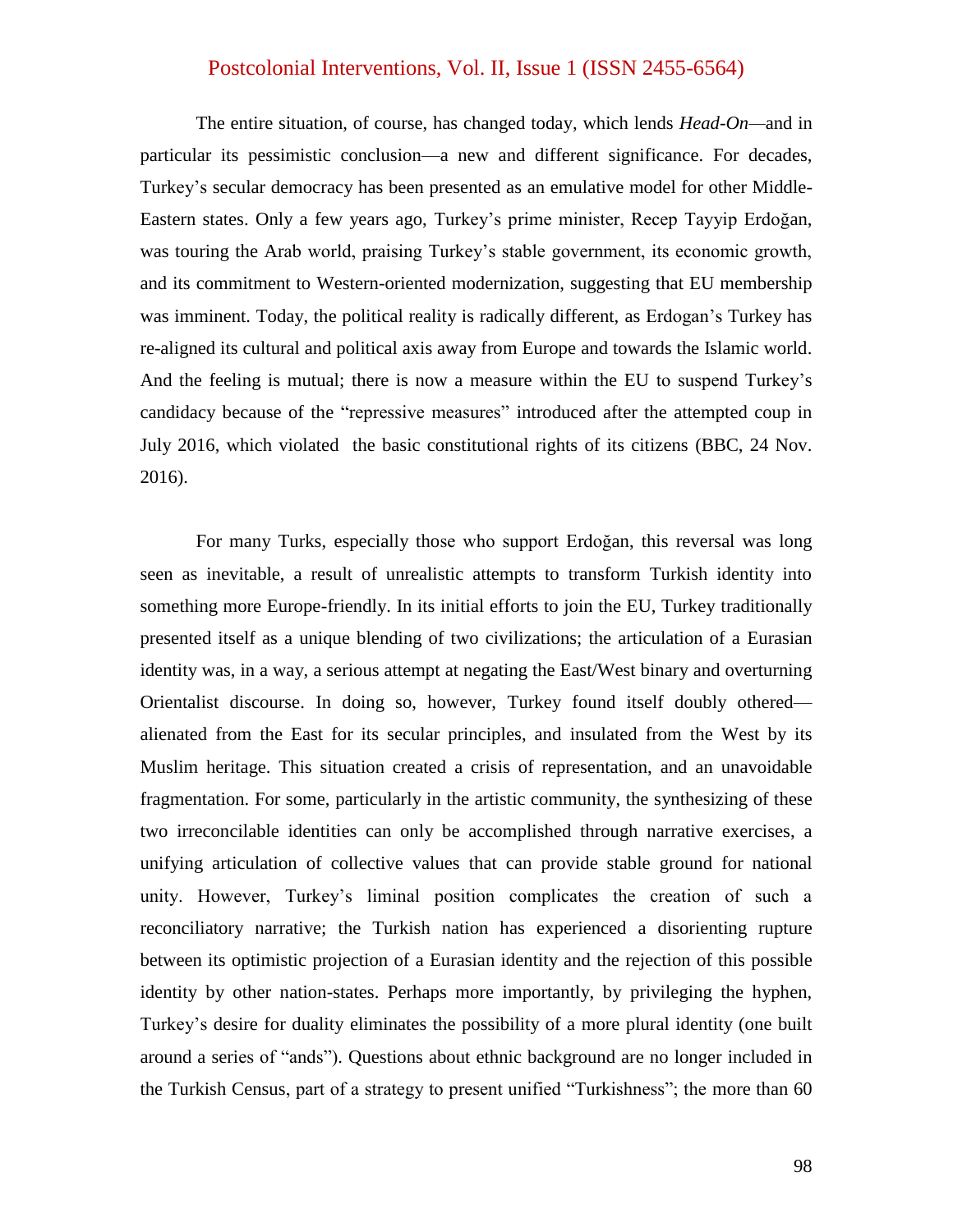The entire situation, of course, has changed today, which lends *Head-On*—and in particular its pessimistic conclusion—a new and different significance. For decades, Turkey's secular democracy has been presented as an emulative model for other Middle-Eastern states. Only a few years ago, Turkey's prime minister, Recep Tayyip Erdoğan, was touring the Arab world, praising Turkey's stable government, its economic growth, and its commitment to Western-oriented modernization, suggesting that EU membership was imminent. Today, the political reality is radically different, as Erdogan's Turkey has re-aligned its cultural and political axis away from Europe and towards the Islamic world. And the feeling is mutual; there is now a measure within the EU to suspend Turkey's candidacy because of the "repressive measures" introduced after the attempted coup in July 2016, which violated the basic constitutional rights of its citizens (BBC, 24 Nov. 2016).

For many Turks, especially those who support Erdoğan, this reversal was long seen as inevitable, a result of unrealistic attempts to transform Turkish identity into something more Europe-friendly. In its initial efforts to join the EU, Turkey traditionally presented itself as a unique blending of two civilizations; the articulation of a Eurasian identity was, in a way, a serious attempt at negating the East/West binary and overturning Orientalist discourse. In doing so, however, Turkey found itself doubly othered—alienated from the East for its secular principles, and insulated from the West by its Muslim heritage. This situation created a crisis of representation, and an unavoidable fragmentation. For some, particularly in the artistic community, the synthesizing of these two irreconcilable identities can only be accomplished through narrative exercises, a unifying articulation of collective values that can provide stable ground for national unity. However, Turkey's liminal position complicates the creation of such a reconciliatory narrative; the Turkish nation has experienced a disorienting rupture between its optimistic projection of a Eurasian identity and the rejection of this possible identity by other nation-states. Perhaps more importantly, by privileging the hyphen, Turkey's desire for duality eliminates the possibility of a more plural identity (one built around a series of "ands"). Questions about ethnic background are no longer included in the Turkish Census, part of a strategy to present unified "Turkishness"; the more than 60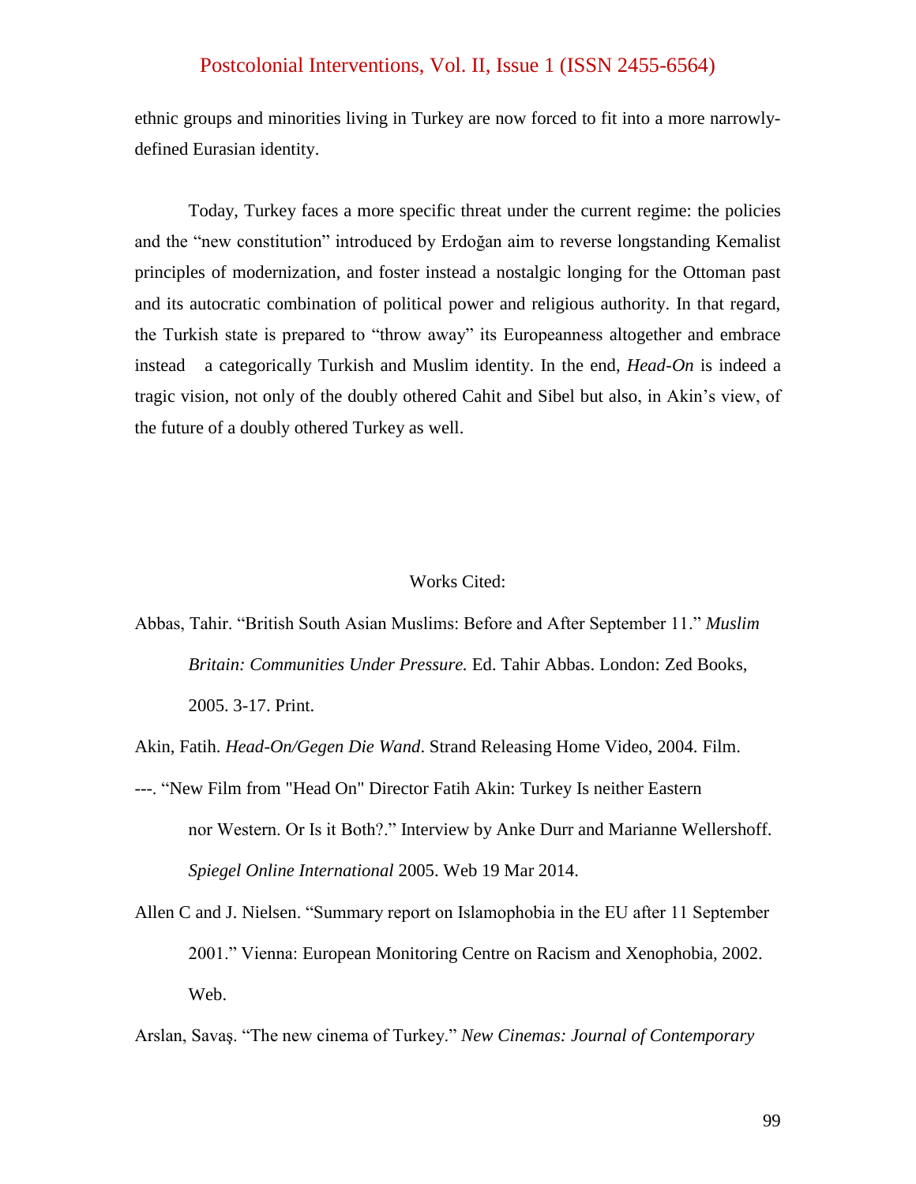ethnic groups and minorities living in Turkey are now forced to fit into a more narrowly-defined Eurasian identity.

Today, Turkey faces a more specific threat under the current regime: the policies and the "new constitution" introduced by Erdoğan aim to reverse longstanding Kemalist principles of modernization, and foster instead a nostalgic longing for the Ottoman past and its autocratic combination of political power and religious authority. In that regard, the Turkish state is prepared to "throw away" its Europeanness altogether and embrace instead a categorically Turkish and Muslim identity. In the end, *Head-On* is indeed a tragic vision, not only of the doubly othered Cahit and Sibel but also, in Akin's view, of the future of a doubly othered Turkey as well.

Works Cited:

Abbas, Tahir. "British South Asian Muslims: Before and After September 11." *Muslim Britain: Communities Under Pressure.* Ed. Tahir Abbas. London: Zed Books, 2005. 3-17. Print.

Akin, Fatih. *Head-On/Gegen Die Wand*. Strand Releasing Home Video, 2004. Film.

---. "New Film from "Head On" Director Fatih Akin: Turkey Is neither Eastern nor Western. Or Is it Both?." Interview by Anke Durr and Marianne Wellershoff. *Spiegel Online International* 2005. Web 19 Mar 2014.

Allen C and J. Nielsen. "Summary report on Islamophobia in the EU after 11 September 2001." Vienna: European Monitoring Centre on Racism and Xenophobia, 2002. Web.

Arslan, Savaş. "The new cinema of Turkey." *New Cinemas: Journal of Contemporary*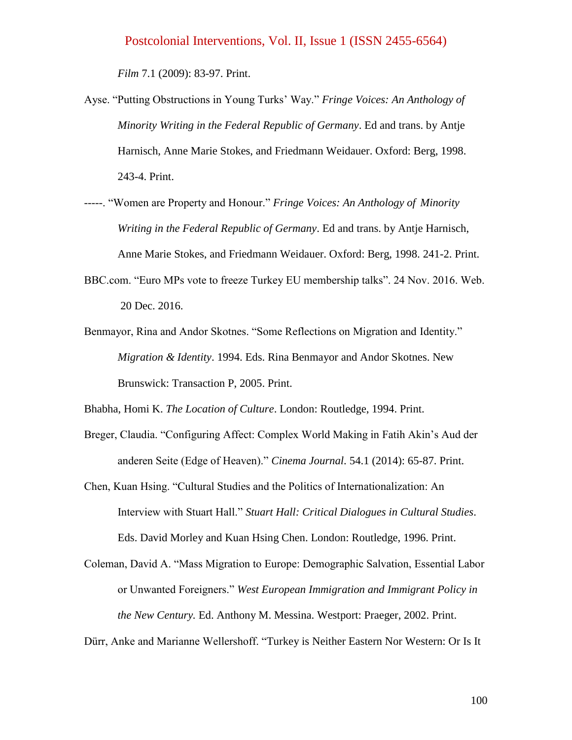*Film* 7.1 (2009): 83-97. Print.

Ayse. "Putting Obstructions in Young Turks' Way." *Fringe Voices: An Anthology of Minority Writing in the Federal Republic of Germany*. Ed and trans. by Antje Harnisch, Anne Marie Stokes, and Friedmann Weidauer. Oxford: Berg, 1998. 243-4. Print.

-----. "Women are Property and Honour." *Fringe Voices: An Anthology of Minority Writing in the Federal Republic of Germany*. Ed and trans. by Antje Harnisch, Anne Marie Stokes, and Friedmann Weidauer. Oxford: Berg, 1998. 241-2. Print.

BBC.com. "Euro MPs vote to freeze Turkey EU membership talks". 24 Nov. 2016. Web. 20 Dec. 2016.

Benmayor, Rina and Andor Skotnes. "Some Reflections on Migration and Identity." *Migration & Identity*. 1994. Eds. Rina Benmayor and Andor Skotnes. New Brunswick: Transaction P, 2005. Print.

Bhabha, Homi K. *The Location of Culture*. London: Routledge, 1994. Print.

Breger, Claudia. "Configuring Affect: Complex World Making in Fatih Akin's Aud der anderen Seite (Edge of Heaven)." *Cinema Journal*. 54.1 (2014): 65-87. Print.

Chen, Kuan Hsing. "Cultural Studies and the Politics of Internationalization: An Interview with Stuart Hall." *Stuart Hall: Critical Dialogues in Cultural Studies*. Eds. David Morley and Kuan Hsing Chen. London: Routledge, 1996. Print.

Coleman, David A. "Mass Migration to Europe: Demographic Salvation, Essential Labor or Unwanted Foreigners." *West European Immigration and Immigrant Policy in the New Century.* Ed. Anthony M. Messina. Westport: Praeger, 2002. Print.

Dürr, Anke and Marianne Wellershoff. "Turkey is Neither Eastern Nor Western: Or Is It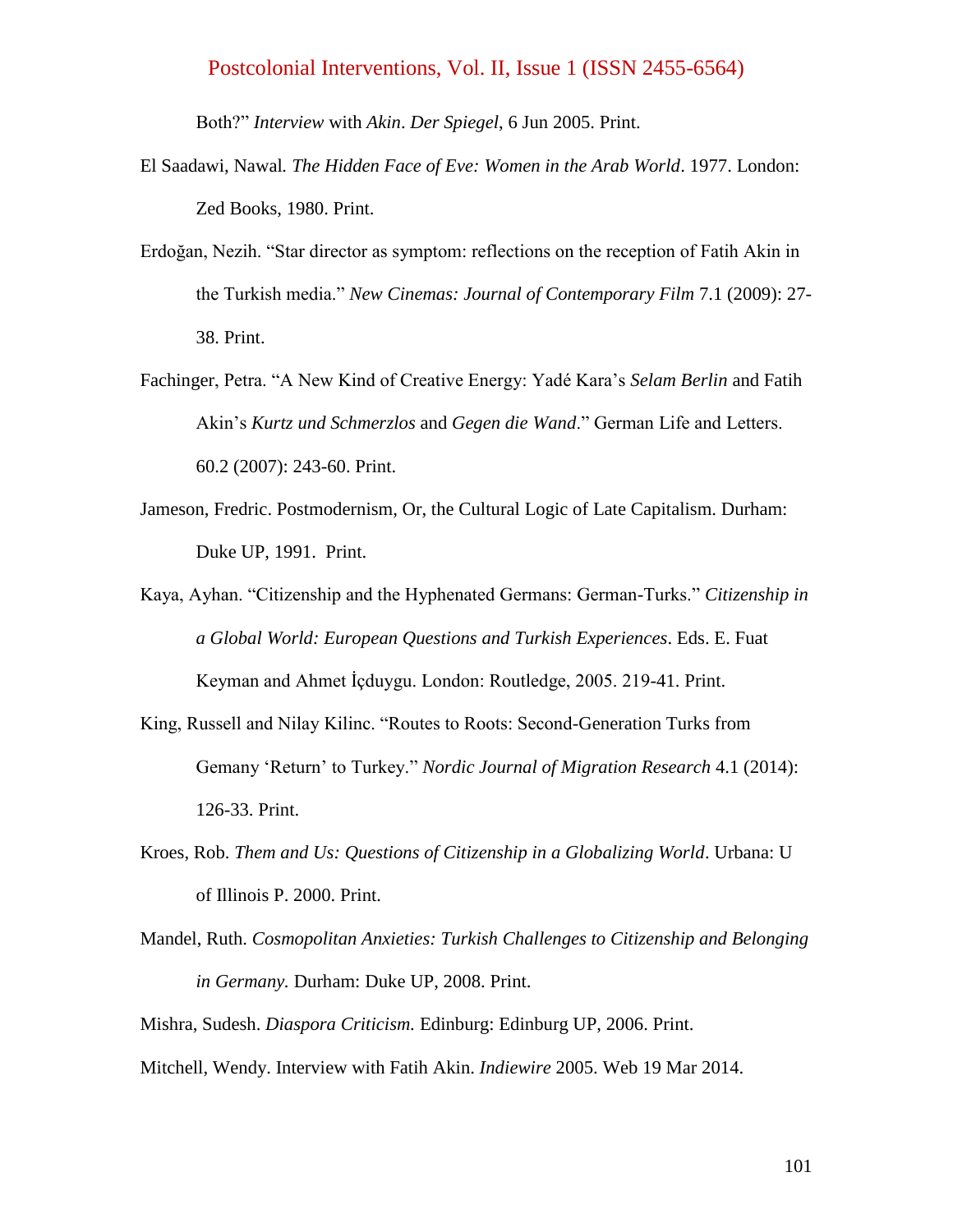Both?" *Interview* with *Akin*. *Der Spiegel*, 6 Jun 2005. Print.

El Saadawi, Nawal. *The Hidden Face of Eve: Women in the Arab World*. 1977. London: Zed Books, 1980. Print.

Erdoğan, Nezih. "Star director as symptom: reflections on the reception of Fatih Akin in the Turkish media." *New Cinemas: Journal of Contemporary Film* 7.1 (2009): 27-38. Print.

Fachinger, Petra. "A New Kind of Creative Energy: Yadé Kara's *Selam Berlin* and Fatih Akin's *Kurtz und Schmerzlos* and *Gegen die Wand*." German Life and Letters. 60.2 (2007): 243-60. Print.

Jameson, Fredric. Postmodernism, Or, the Cultural Logic of Late Capitalism. Durham: Duke UP, 1991. Print.

Kaya, Ayhan. "Citizenship and the Hyphenated Germans: German-Turks." *Citizenship in a Global World: European Questions and Turkish Experiences*. Eds. E. Fuat Keyman and Ahmet İçduygu. London: Routledge, 2005. 219-41. Print.

King, Russell and Nilay Kilinc. "Routes to Roots: Second-Generation Turks from Gemany 'Return' to Turkey." *Nordic Journal of Migration Research* 4.1 (2014): 126-33. Print.

Kroes, Rob. *Them and Us: Questions of Citizenship in a Globalizing World*. Urbana: U of Illinois P. 2000. Print.

Mandel, Ruth. *Cosmopolitan Anxieties: Turkish Challenges to Citizenship and Belonging in Germany.* Durham: Duke UP, 2008. Print.

Mishra, Sudesh. *Diaspora Criticism.* Edinburg: Edinburg UP, 2006. Print.

Mitchell, Wendy. Interview with Fatih Akin. *Indiewire* 2005. Web 19 Mar 2014.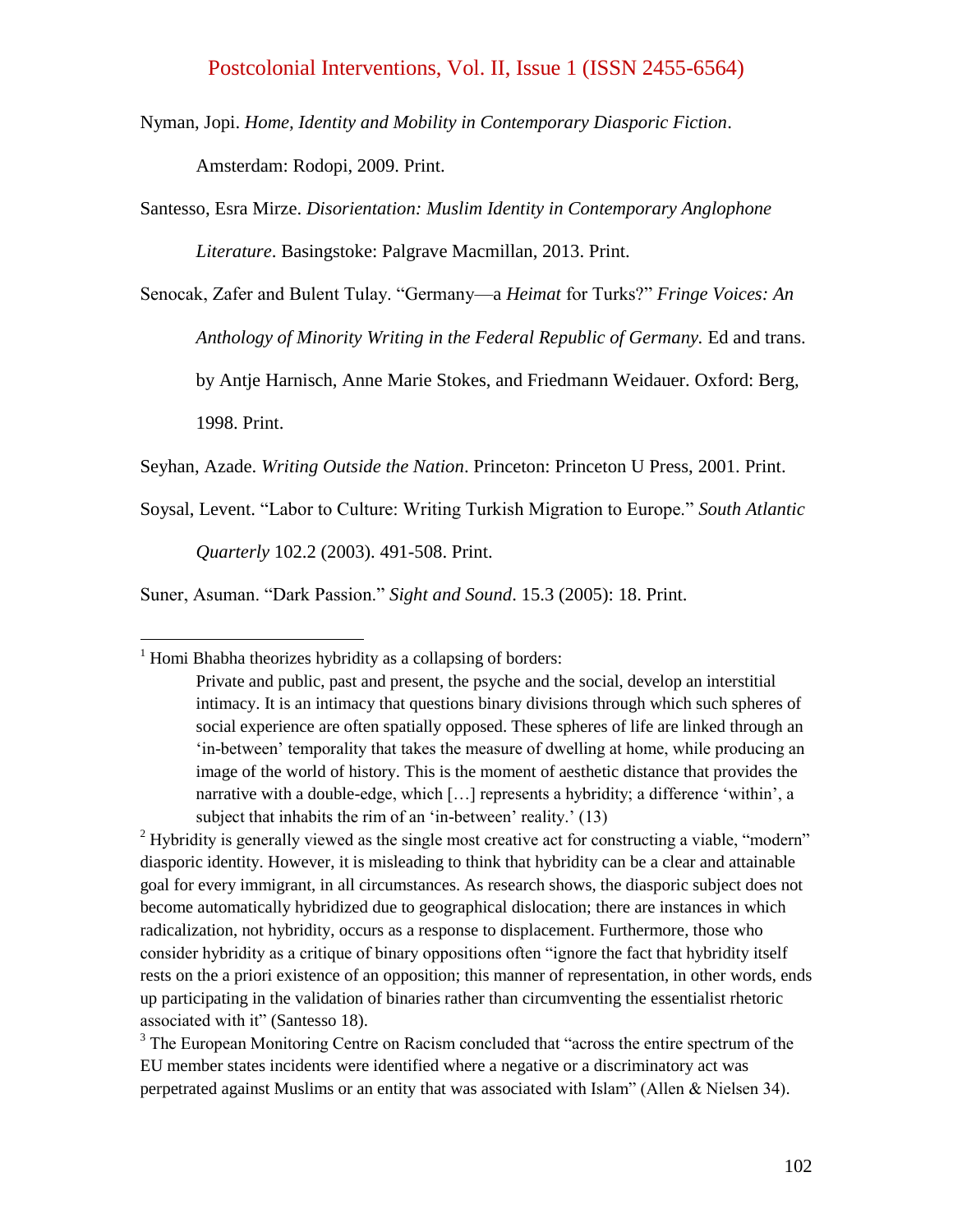Nyman, Jopi. *Home, Identity and Mobility in Contemporary Diasporic Fiction*. Amsterdam: Rodopi, 2009. Print.

Santesso, Esra Mirze. *Disorientation: Muslim Identity in Contemporary Anglophone Literature*. Basingstoke: Palgrave Macmillan, 2013. Print.

Senocak, Zafer and Bulent Tulay. "Germany—a *Heimat* for Turks?" *Fringe Voices: An Anthology of Minority Writing in the Federal Republic of Germany.* Ed and trans. by Antje Harnisch, Anne Marie Stokes, and Friedmann Weidauer. Oxford: Berg, 1998. Print.

Seyhan, Azade. *Writing Outside the Nation*. Princeton: Princeton U Press, 2001. Print.

Soysal, Levent. "Labor to Culture: Writing Turkish Migration to Europe." *South Atlantic Quarterly* 102.2 (2003). 491-508. Print.

Suner, Asuman. "Dark Passion." *Sight and Sound*. 15.3 (2005): 18. Print.

---

[1] Homi Bhabha theorizes hybridity as a collapsing of borders:

> Private and public, past and present, the psyche and the social, develop an interstitial intimacy. It is an intimacy that questions binary divisions through which such spheres of social experience are often spatially opposed. These spheres of life are linked through an 'in-between' temporality that takes the measure of dwelling at home, while producing an image of the world of history. This is the moment of aesthetic distance that provides the narrative with a double-edge, which […] represents a hybridity; a difference 'within', a subject that inhabits the rim of an 'in-between' reality.' (13)

[2] Hybridity is generally viewed as the single most creative act for constructing a viable, "modern" diasporic identity. However, it is misleading to think that hybridity can be a clear and attainable goal for every immigrant, in all circumstances. As research shows, the diasporic subject does not become automatically hybridized due to geographical dislocation; there are instances in which radicalization, not hybridity, occurs as a response to displacement. Furthermore, those who consider hybridity as a critique of binary oppositions often "ignore the fact that hybridity itself rests on the a priori existence of an opposition; this manner of representation, in other words, ends up participating in the validation of binaries rather than circumventing the essentialist rhetoric associated with it" (Santesso 18).

[3] The European Monitoring Centre on Racism concluded that "across the entire spectrum of the EU member states incidents were identified where a negative or a discriminatory act was perpetrated against Muslims or an entity that was associated with Islam" (Allen & Nielsen 34).